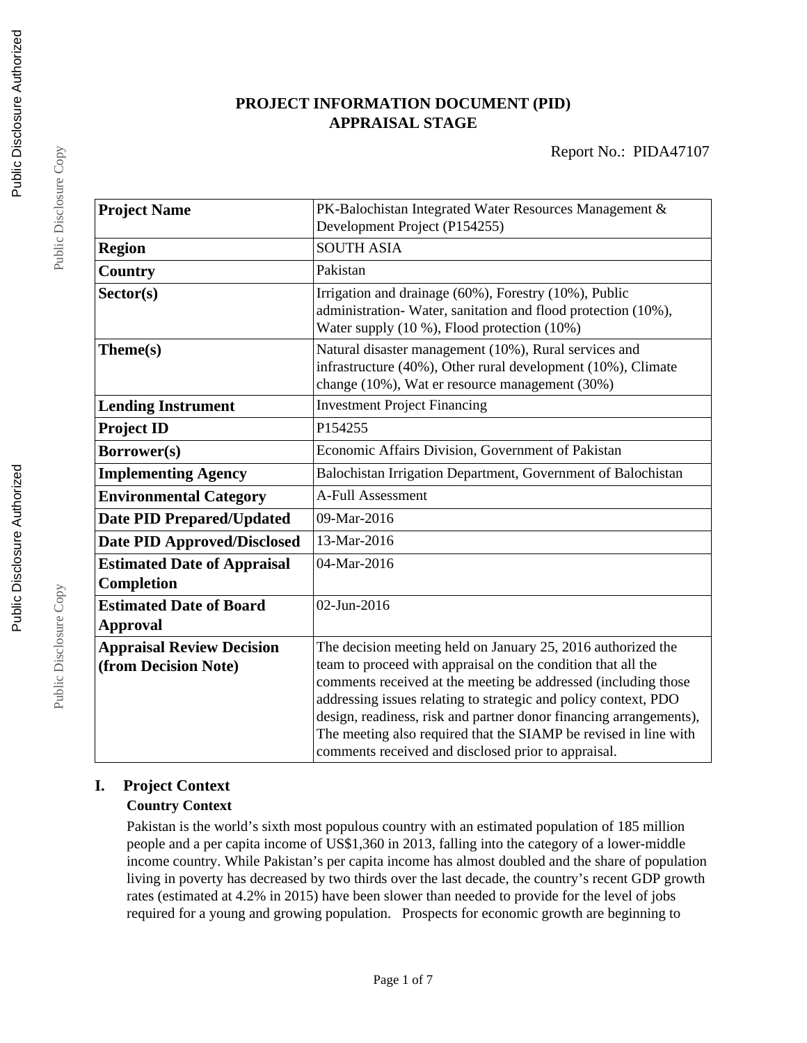# PROJECT INFORMATION DOCUMENT (PID)
# APPRAISAL STAGE

Report No.: PIDA47107

| Project Name | PK-Balochistan Integrated Water Resources Management & Development Project (P154255) |
|---|---|
| Region | SOUTH ASIA |
| Country | Pakistan |
| Sector(s) | Irrigation and drainage (60%), Forestry (10%), Public administration- Water, sanitation and flood protection (10%), Water supply (10 %), Flood protection (10%) |
| Theme(s) | Natural disaster management (10%), Rural services and infrastructure (40%), Other rural development (10%), Climate change (10%), Wat er resource management (30%) |
| Lending Instrument | Investment Project Financing |
| Project ID | P154255 |
| Borrower(s) | Economic Affairs Division, Government of Pakistan |
| Implementing Agency | Balochistan Irrigation Department, Government of Balochistan |
| Environmental Category | A-Full Assessment |
| Date PID Prepared/Updated | 09-Mar-2016 |
| Date PID Approved/Disclosed | 13-Mar-2016 |
| Estimated Date of Appraisal Completion | 04-Mar-2016 |
| Estimated Date of Board Approval | 02-Jun-2016 |
| Appraisal Review Decision (from Decision Note) | The decision meeting held on January 25, 2016 authorized the team to proceed with appraisal on the condition that all the comments received at the meeting be addressed (including those addressing issues relating to strategic and policy context, PDO design, readiness, risk and partner donor financing arrangements), The meeting also required that the SIAMP be revised in line with comments received and disclosed prior to appraisal. |

## I. Project Context

### Country Context

Pakistan is the world's sixth most populous country with an estimated population of 185 million people and a per capita income of US$1,360 in 2013, falling into the category of a lower-middle income country. While Pakistan's per capita income has almost doubled and the share of population living in poverty has decreased by two thirds over the last decade, the country's recent GDP growth rates (estimated at 4.2% in 2015) have been slower than needed to provide for the level of jobs required for a young and growing population. Prospects for economic growth are beginning to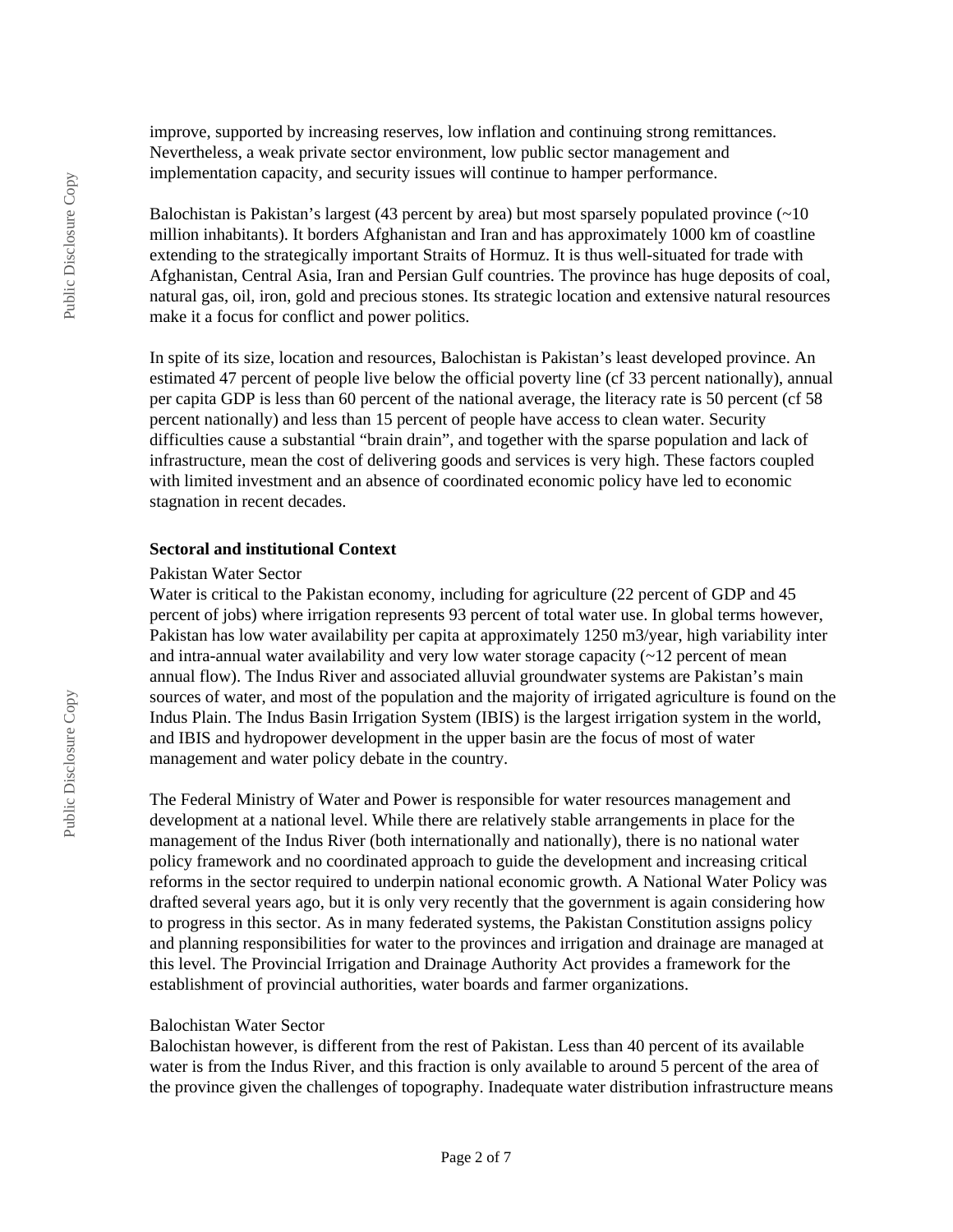improve, supported by increasing reserves, low inflation and continuing strong remittances. Nevertheless, a weak private sector environment, low public sector management and implementation capacity, and security issues will continue to hamper performance.

Balochistan is Pakistan's largest (43 percent by area) but most sparsely populated province (~10 million inhabitants). It borders Afghanistan and Iran and has approximately 1000 km of coastline extending to the strategically important Straits of Hormuz. It is thus well-situated for trade with Afghanistan, Central Asia, Iran and Persian Gulf countries. The province has huge deposits of coal, natural gas, oil, iron, gold and precious stones. Its strategic location and extensive natural resources make it a focus for conflict and power politics.

In spite of its size, location and resources, Balochistan is Pakistan's least developed province. An estimated 47 percent of people live below the official poverty line (cf 33 percent nationally), annual per capita GDP is less than 60 percent of the national average, the literacy rate is 50 percent (cf 58 percent nationally) and less than 15 percent of people have access to clean water. Security difficulties cause a substantial "brain drain", and together with the sparse population and lack of infrastructure, mean the cost of delivering goods and services is very high. These factors coupled with limited investment and an absence of coordinated economic policy have led to economic stagnation in recent decades.

**Sectoral and institutional Context**

Pakistan Water Sector

Water is critical to the Pakistan economy, including for agriculture (22 percent of GDP and 45 percent of jobs) where irrigation represents 93 percent of total water use. In global terms however, Pakistan has low water availability per capita at approximately 1250 m3/year, high variability inter and intra-annual water availability and very low water storage capacity (~12 percent of mean annual flow). The Indus River and associated alluvial groundwater systems are Pakistan's main sources of water, and most of the population and the majority of irrigated agriculture is found on the Indus Plain. The Indus Basin Irrigation System (IBIS) is the largest irrigation system in the world, and IBIS and hydropower development in the upper basin are the focus of most of water management and water policy debate in the country.

The Federal Ministry of Water and Power is responsible for water resources management and development at a national level. While there are relatively stable arrangements in place for the management of the Indus River (both internationally and nationally), there is no national water policy framework and no coordinated approach to guide the development and increasing critical reforms in the sector required to underpin national economic growth. A National Water Policy was drafted several years ago, but it is only very recently that the government is again considering how to progress in this sector. As in many federated systems, the Pakistan Constitution assigns policy and planning responsibilities for water to the provinces and irrigation and drainage are managed at this level. The Provincial Irrigation and Drainage Authority Act provides a framework for the establishment of provincial authorities, water boards and farmer organizations.

Balochistan Water Sector

Balochistan however, is different from the rest of Pakistan. Less than 40 percent of its available water is from the Indus River, and this fraction is only available to around 5 percent of the area of the province given the challenges of topography. Inadequate water distribution infrastructure means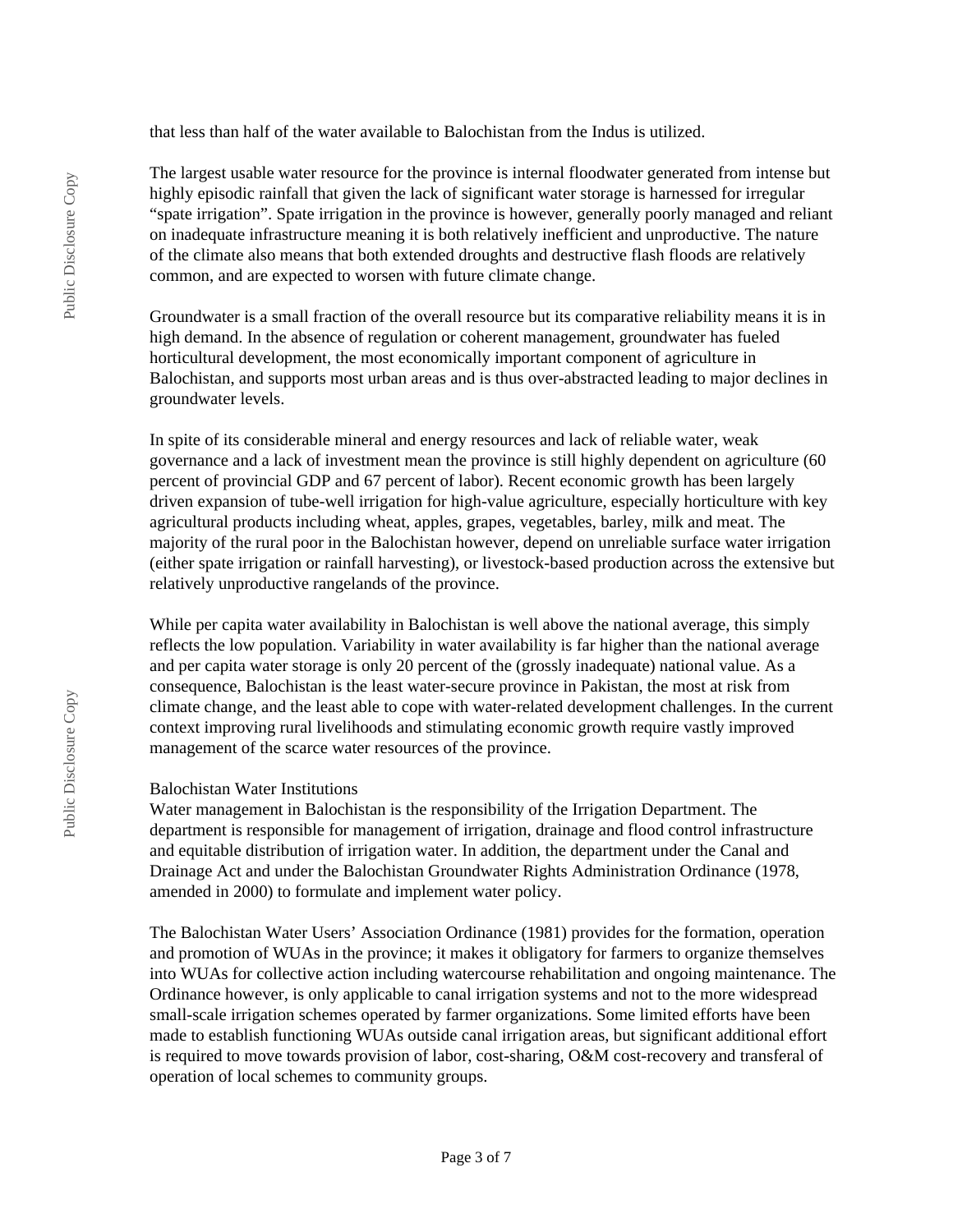that less than half of the water available to Balochistan from the Indus is utilized.

The largest usable water resource for the province is internal floodwater generated from intense but highly episodic rainfall that given the lack of significant water storage is harnessed for irregular "spate irrigation". Spate irrigation in the province is however, generally poorly managed and reliant on inadequate infrastructure meaning it is both relatively inefficient and unproductive. The nature of the climate also means that both extended droughts and destructive flash floods are relatively common, and are expected to worsen with future climate change.

Groundwater is a small fraction of the overall resource but its comparative reliability means it is in high demand. In the absence of regulation or coherent management, groundwater has fueled horticultural development, the most economically important component of agriculture in Balochistan, and supports most urban areas and is thus over-abstracted leading to major declines in groundwater levels.

In spite of its considerable mineral and energy resources and lack of reliable water, weak governance and a lack of investment mean the province is still highly dependent on agriculture (60 percent of provincial GDP and 67 percent of labor). Recent economic growth has been largely driven expansion of tube-well irrigation for high-value agriculture, especially horticulture with key agricultural products including wheat, apples, grapes, vegetables, barley, milk and meat. The majority of the rural poor in the Balochistan however, depend on unreliable surface water irrigation (either spate irrigation or rainfall harvesting), or livestock-based production across the extensive but relatively unproductive rangelands of the province.

While per capita water availability in Balochistan is well above the national average, this simply reflects the low population. Variability in water availability is far higher than the national average and per capita water storage is only 20 percent of the (grossly inadequate) national value. As a consequence, Balochistan is the least water-secure province in Pakistan, the most at risk from climate change, and the least able to cope with water-related development challenges. In the current context improving rural livelihoods and stimulating economic growth require vastly improved management of the scarce water resources of the province.

Balochistan Water Institutions

Water management in Balochistan is the responsibility of the Irrigation Department. The department is responsible for management of irrigation, drainage and flood control infrastructure and equitable distribution of irrigation water. In addition, the department under the Canal and Drainage Act and under the Balochistan Groundwater Rights Administration Ordinance (1978, amended in 2000) to formulate and implement water policy.

The Balochistan Water Users' Association Ordinance (1981) provides for the formation, operation and promotion of WUAs in the province; it makes it obligatory for farmers to organize themselves into WUAs for collective action including watercourse rehabilitation and ongoing maintenance. The Ordinance however, is only applicable to canal irrigation systems and not to the more widespread small-scale irrigation schemes operated by farmer organizations. Some limited efforts have been made to establish functioning WUAs outside canal irrigation areas, but significant additional effort is required to move towards provision of labor, cost-sharing, O&M cost-recovery and transferal of operation of local schemes to community groups.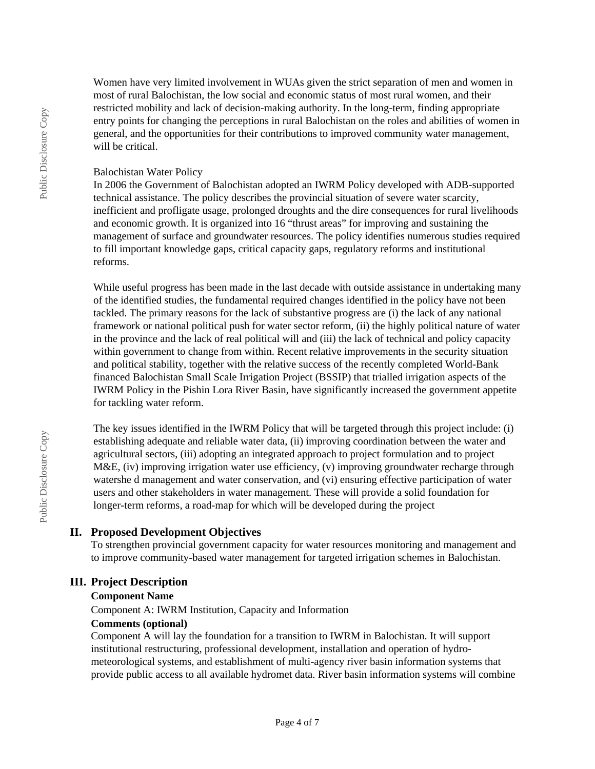Women have very limited involvement in WUAs given the strict separation of men and women in most of rural Balochistan, the low social and economic status of most rural women, and their restricted mobility and lack of decision-making authority. In the long-term, finding appropriate entry points for changing the perceptions in rural Balochistan on the roles and abilities of women in general, and the opportunities for their contributions to improved community water management, will be critical.

Balochistan Water Policy
In 2006 the Government of Balochistan adopted an IWRM Policy developed with ADB-supported technical assistance. The policy describes the provincial situation of severe water scarcity, inefficient and profligate usage, prolonged droughts and the dire consequences for rural livelihoods and economic growth. It is organized into 16 "thrust areas" for improving and sustaining the management of surface and groundwater resources. The policy identifies numerous studies required to fill important knowledge gaps, critical capacity gaps, regulatory reforms and institutional reforms.

While useful progress has been made in the last decade with outside assistance in undertaking many of the identified studies, the fundamental required changes identified in the policy have not been tackled. The primary reasons for the lack of substantive progress are (i) the lack of any national framework or national political push for water sector reform, (ii) the highly political nature of water in the province and the lack of real political will and (iii) the lack of technical and policy capacity within government to change from within. Recent relative improvements in the security situation and political stability, together with the relative success of the recently completed World-Bank financed Balochistan Small Scale Irrigation Project (BSSIP) that trialled irrigation aspects of the IWRM Policy in the Pishin Lora River Basin, have significantly increased the government appetite for tackling water reform.

The key issues identified in the IWRM Policy that will be targeted through this project include: (i) establishing adequate and reliable water data, (ii) improving coordination between the water and agricultural sectors, (iii) adopting an integrated approach to project formulation and to project M&E, (iv) improving irrigation water use efficiency, (v) improving groundwater recharge through watershe d management and water conservation, and (vi) ensuring effective participation of water users and other stakeholders in water management. These will provide a solid foundation for longer-term reforms, a road-map for which will be developed during the project

## II. Proposed Development Objectives

To strengthen provincial government capacity for water resources monitoring and management and to improve community-based water management for targeted irrigation schemes in Balochistan.

## III. Project Description

**Component Name**

Component A: IWRM Institution, Capacity and Information

**Comments (optional)**

Component A will lay the foundation for a transition to IWRM in Balochistan. It will support institutional restructuring, professional development, installation and operation of hydro-meteorological systems, and establishment of multi-agency river basin information systems that provide public access to all available hydromet data. River basin information systems will combine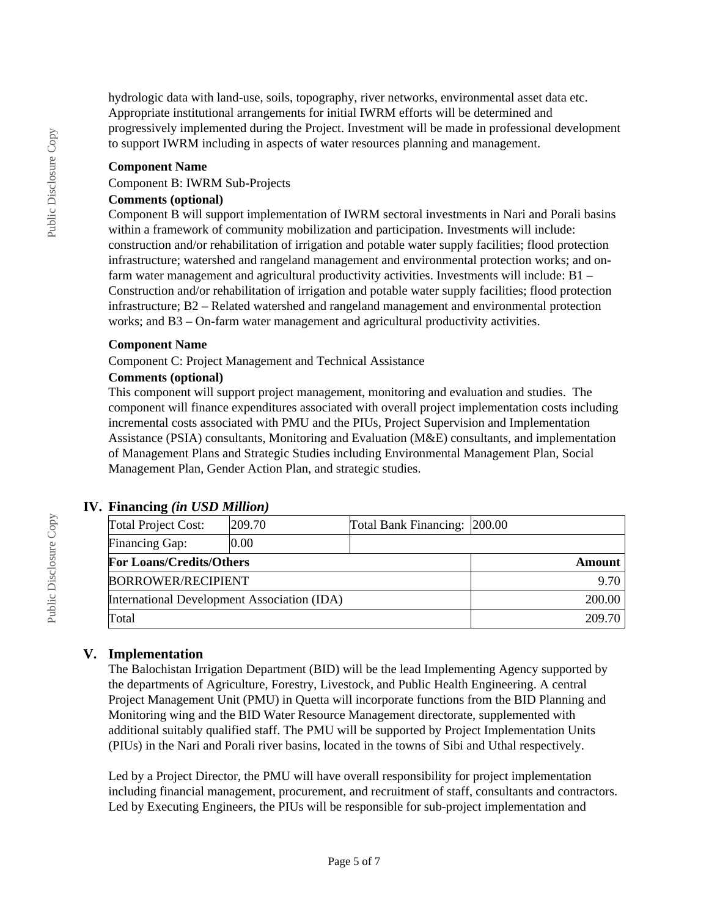hydrologic data with land-use, soils, topography, river networks, environmental asset data etc. Appropriate institutional arrangements for initial IWRM efforts will be determined and progressively implemented during the Project. Investment will be made in professional development to support IWRM including in aspects of water resources planning and management.

**Component Name**

Component B: IWRM Sub-Projects

**Comments (optional)**

Component B will support implementation of IWRM sectoral investments in Nari and Porali basins within a framework of community mobilization and participation. Investments will include: construction and/or rehabilitation of irrigation and potable water supply facilities; flood protection infrastructure; watershed and rangeland management and environmental protection works; and on-farm water management and agricultural productivity activities. Investments will include: B1 – Construction and/or rehabilitation of irrigation and potable water supply facilities; flood protection infrastructure; B2 – Related watershed and rangeland management and environmental protection works; and B3 – On-farm water management and agricultural productivity activities.

**Component Name**

Component C: Project Management and Technical Assistance

**Comments (optional)**

This component will support project management, monitoring and evaluation and studies. The component will finance expenditures associated with overall project implementation costs including incremental costs associated with PMU and the PIUs, Project Supervision and Implementation Assistance (PSIA) consultants, Monitoring and Evaluation (M&E) consultants, and implementation of Management Plans and Strategic Studies including Environmental Management Plan, Social Management Plan, Gender Action Plan, and strategic studies.

## IV. Financing *(in USD Million)*

| Total Project Cost: | 209.70 | Total Bank Financing: | 200.00 |
|---|---|---|---|
| Financing Gap: | 0.00 | | |
| **For Loans/Credits/Others** | | | **Amount** |
| BORROWER/RECIPIENT | | | 9.70 |
| International Development Association (IDA) | | | 200.00 |
| Total | | | 209.70 |

## V. Implementation

The Balochistan Irrigation Department (BID) will be the lead Implementing Agency supported by the departments of Agriculture, Forestry, Livestock, and Public Health Engineering. A central Project Management Unit (PMU) in Quetta will incorporate functions from the BID Planning and Monitoring wing and the BID Water Resource Management directorate, supplemented with additional suitably qualified staff. The PMU will be supported by Project Implementation Units (PIUs) in the Nari and Porali river basins, located in the towns of Sibi and Uthal respectively.

Led by a Project Director, the PMU will have overall responsibility for project implementation including financial management, procurement, and recruitment of staff, consultants and contractors. Led by Executing Engineers, the PIUs will be responsible for sub-project implementation and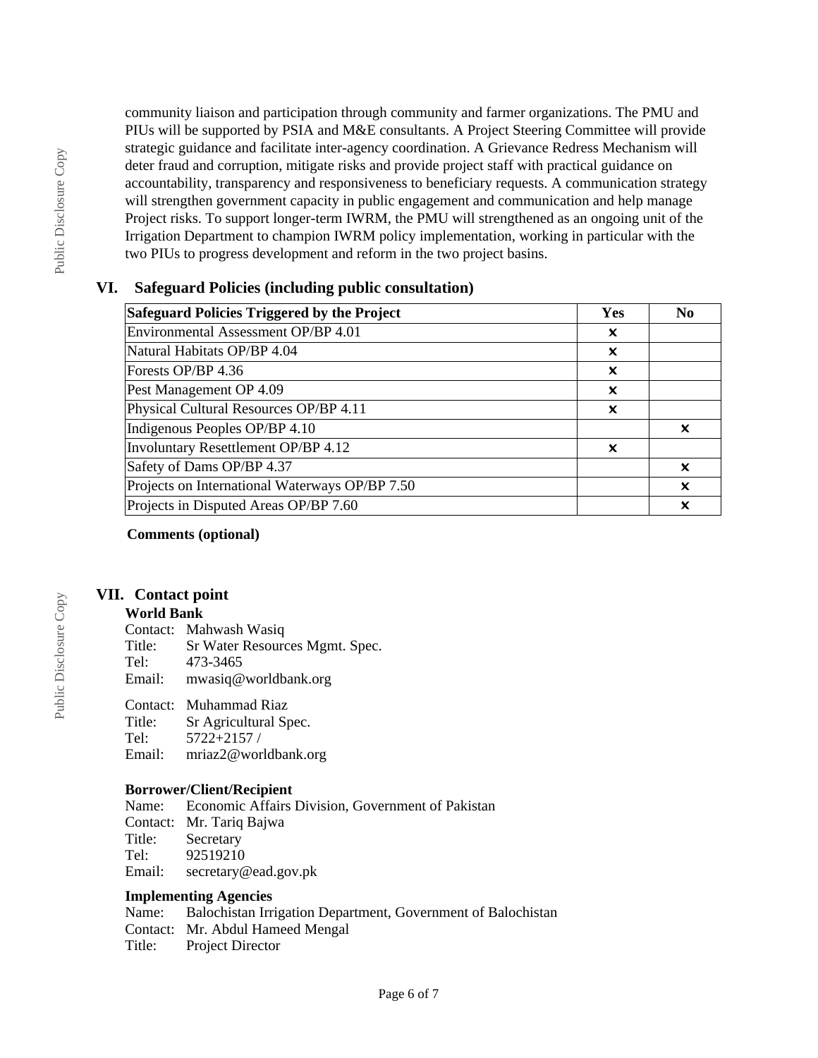community liaison and participation through community and farmer organizations. The PMU and PIUs will be supported by PSIA and M&E consultants. A Project Steering Committee will provide strategic guidance and facilitate inter-agency coordination. A Grievance Redress Mechanism will deter fraud and corruption, mitigate risks and provide project staff with practical guidance on accountability, transparency and responsiveness to beneficiary requests. A communication strategy will strengthen government capacity in public engagement and communication and help manage Project risks. To support longer-term IWRM, the PMU will strengthened as an ongoing unit of the Irrigation Department to champion IWRM policy implementation, working in particular with the two PIUs to progress development and reform in the two project basins.

## VI. Safeguard Policies (including public consultation)

| Safeguard Policies Triggered by the Project | Yes | No |
|---|---|---|
| Environmental Assessment OP/BP 4.01 | x | |
| Natural Habitats OP/BP 4.04 | x | |
| Forests OP/BP 4.36 | x | |
| Pest Management OP 4.09 | x | |
| Physical Cultural Resources OP/BP 4.11 | x | |
| Indigenous Peoples OP/BP 4.10 | | x |
| Involuntary Resettlement OP/BP 4.12 | x | |
| Safety of Dams OP/BP 4.37 | | x |
| Projects on International Waterways OP/BP 7.50 | | x |
| Projects in Disputed Areas OP/BP 7.60 | | x |

**Comments (optional)**

## VII. Contact point

**World Bank**

Contact: Mahwash Wasiq
Title: Sr Water Resources Mgmt. Spec.
Tel: 473-3465
Email: mwasiq@worldbank.org

Contact: Muhammad Riaz
Title: Sr Agricultural Spec.
Tel: 5722+2157 /
Email: mriaz2@worldbank.org

**Borrower/Client/Recipient**

Name: Economic Affairs Division, Government of Pakistan
Contact: Mr. Tariq Bajwa
Title: Secretary
Tel: 92519210
Email: secretary@ead.gov.pk

**Implementing Agencies**

Name: Balochistan Irrigation Department, Government of Balochistan
Contact: Mr. Abdul Hameed Mengal
Title: Project Director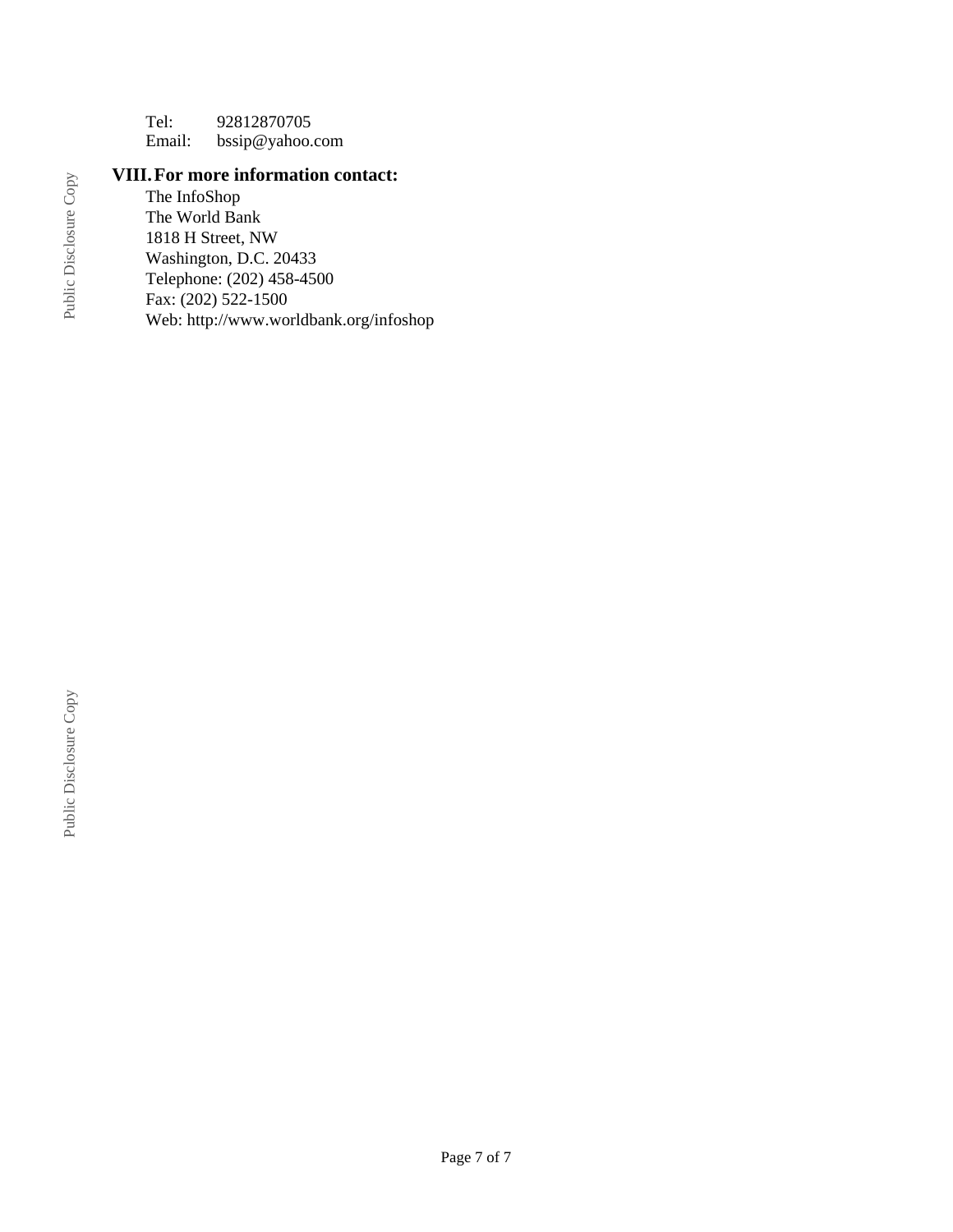Tel: 92812870705
Email: bssip@yahoo.com

## VIII. For more information contact:

The InfoShop
The World Bank
1818 H Street, NW
Washington, D.C. 20433
Telephone: (202) 458-4500
Fax: (202) 522-1500
Web: http://www.worldbank.org/infoshop